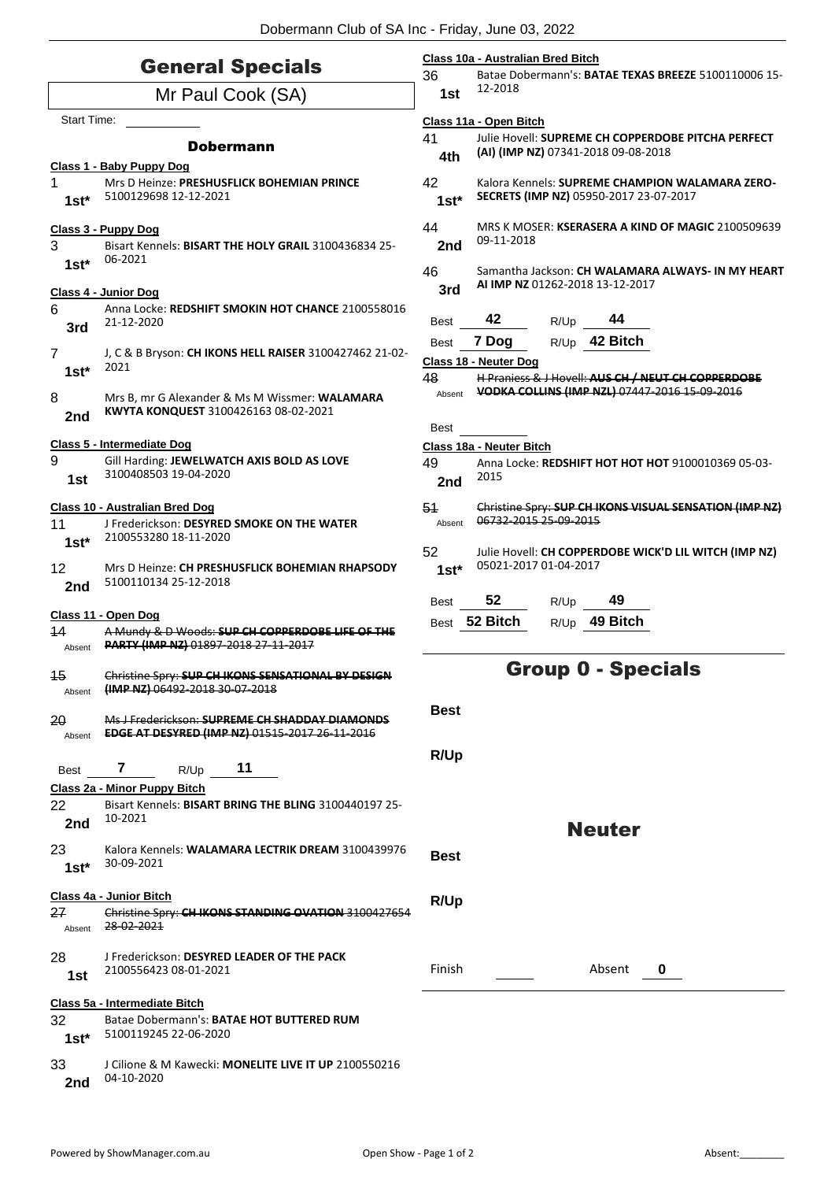Dobermann Club of SA Inc - Friday, June 03, 2022

# General Specials

## Mr Paul Cook (SA)

Start Time:

### Dobermann

**Class 1 - Baby Puppy Dog**

1 — 1st* — Mrs D Heinze: **PRESHUSFLICK BOHEMIAN PRINCE** 5100129698 12-12-2021

**Class 3 - Puppy Dog**

3 — 1st* — Bisart Kennels: **BISART THE HOLY GRAIL** 3100436834 25-06-2021

**Class 4 - Junior Dog**

6 — 3rd — Anna Locke: **REDSHIFT SMOKIN HOT CHANCE** 2100558016 21-12-2020

7 — 1st* — J, C & B Bryson: **CH IKONS HELL RAISER** 3100427462 21-02-2021

8 — 2nd — Mrs B, mr G Alexander & Ms M Wissmer: **WALAMARA KWYTA KONQUEST** 3100426163 08-02-2021

**Class 5 - Intermediate Dog**

9 — 1st — Gill Harding: **JEWELWATCH AXIS BOLD AS LOVE** 3100408503 19-04-2020

**Class 10 - Australian Bred Dog**

11 — 1st* — J Frederickson: **DESYRED SMOKE ON THE WATER** 2100553280 18-11-2020

12 — 2nd — Mrs D Heinze: **CH PRESHUSFLICK BOHEMIAN RHAPSODY** 5100110134 25-12-2018

**Class 11 - Open Dog**

~~14~~ — Absent — ~~A Mundy & D Woods: **SUP CH COPPERDOBE LIFE OF THE PARTY (IMP NZ)** 01897-2018 27-11-2017~~

~~15~~ — Absent — ~~Christine Spry: **SUP CH IKONS SENSATIONAL BY DESIGN (IMP NZ)** 06492-2018 30-07-2018~~

~~20~~ — Absent — ~~Ms J Frederickson: **SUPREME CH SHADDAY DIAMONDS EDGE AT DESYRED (IMP NZ)** 01515-2017 26-11-2016~~

Best 7 R/Up 11

**Class 2a - Minor Puppy Bitch**

22 — 2nd — Bisart Kennels: **BISART BRING THE BLING** 3100440197 25-10-2021

23 — 1st* — Kalora Kennels: **WALAMARA LECTRIK DREAM** 3100439976 30-09-2021

**Class 4a - Junior Bitch**

~~27~~ — Absent — ~~Christine Spry: **CH IKONS STANDING OVATION** 3100427654 28-02-2021~~

28 — 1st — J Frederickson: **DESYRED LEADER OF THE PACK** 2100556423 08-01-2021

**Class 5a - Intermediate Bitch**

32 — 1st* — Batae Dobermann's: **BATAE HOT BUTTERED RUM** 5100119245 22-06-2020

33 — 2nd — J Cilione & M Kawecki: **MONELITE LIVE IT UP** 2100550216 04-10-2020

**Class 10a - Australian Bred Bitch**

36 — 1st — Batae Dobermann's: **BATAE TEXAS BREEZE** 5100110006 15-12-2018

**Class 11a - Open Bitch**

41 — 4th — Julie Hovell: **SUPREME CH COPPERDOBE PITCHA PERFECT (AI) (IMP NZ)** 07341-2018 09-08-2018

42 — 1st* — Kalora Kennels: **SUPREME CHAMPION WALAMARA ZERO-SECRETS (IMP NZ)** 05950-2017 23-07-2017

44 — 2nd — MRS K MOSER: **KSERASERA A KIND OF MAGIC** 2100509639 09-11-2018

46 — 3rd — Samantha Jackson: **CH WALAMARA ALWAYS- IN MY HEART AI IMP NZ** 01262-2018 13-12-2017

Best 42 R/Up 44

Best 7 Dog R/Up 42 Bitch

**Class 18 - Neuter Dog**

~~48~~ — Absent — ~~H Praniess & J Hovell: **AUS CH / NEUT CH COPPERDOBE VODKA COLLINS (IMP NZL)** 07447-2016 15-09-2016~~

Best

**Class 18a - Neuter Bitch**

49 — 2nd — Anna Locke: **REDSHIFT HOT HOT HOT** 9100010369 05-03-2015

~~51~~ — Absent — ~~Christine Spry: **SUP CH IKONS VISUAL SENSATION (IMP NZ)** 06732-2015 25-09-2015~~

52 — 1st* — Julie Hovell: **CH COPPERDOBE WICK'D LIL WITCH (IMP NZ)** 05021-2017 01-04-2017

Best 52 R/Up 49

Best 52 Bitch R/Up 49 Bitch

# Group 0 - Specials

**Best**

**R/Up**

### Neuter

**Best**

**R/Up**

Finish Absent 0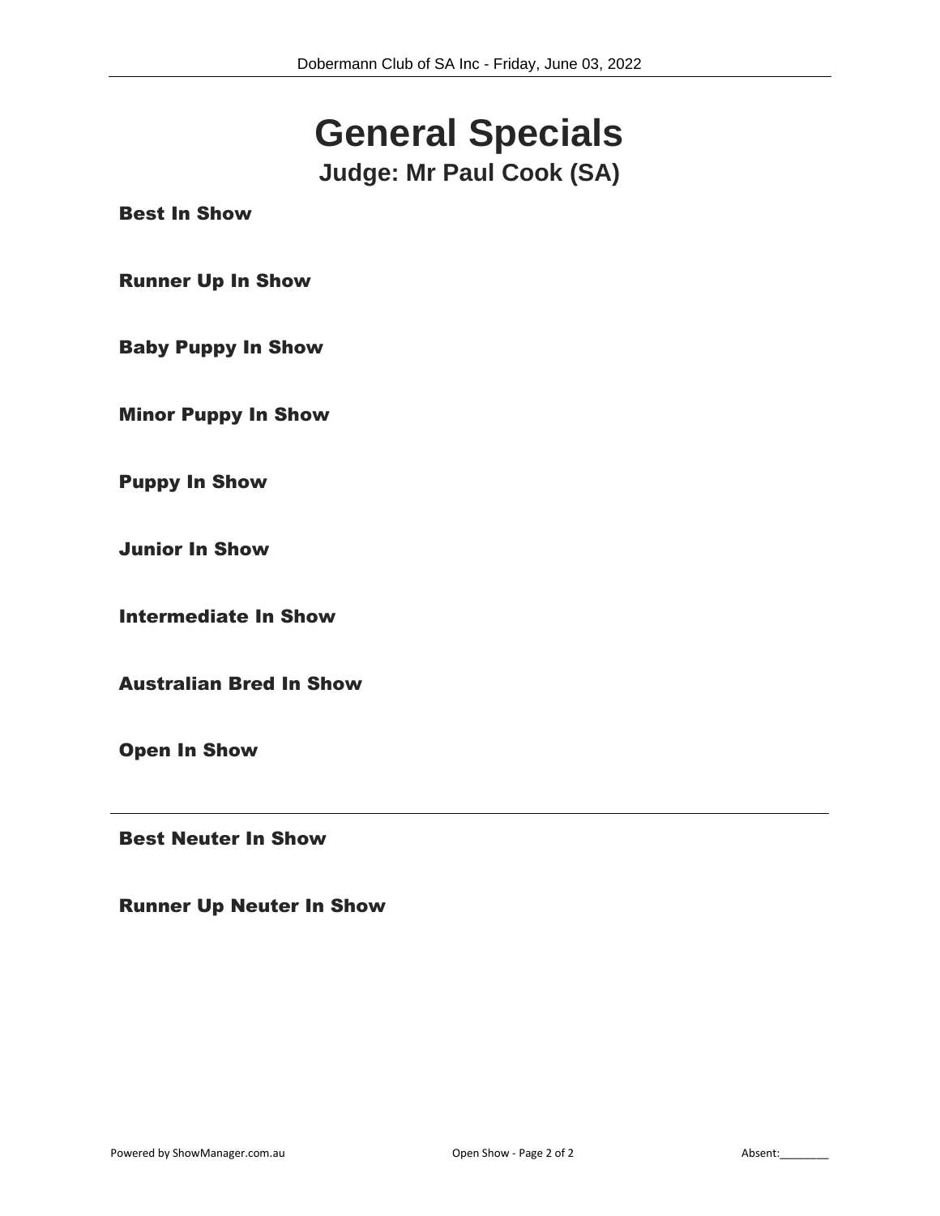# General Specials

## Judge: Mr Paul Cook (SA)

**Best In Show**

**Runner Up In Show**

**Baby Puppy In Show**

**Minor Puppy In Show**

**Puppy In Show**

**Junior In Show**

**Intermediate In Show**

**Australian Bred In Show**

**Open In Show**

---

**Best Neuter In Show**

**Runner Up Neuter In Show**

Absent:________